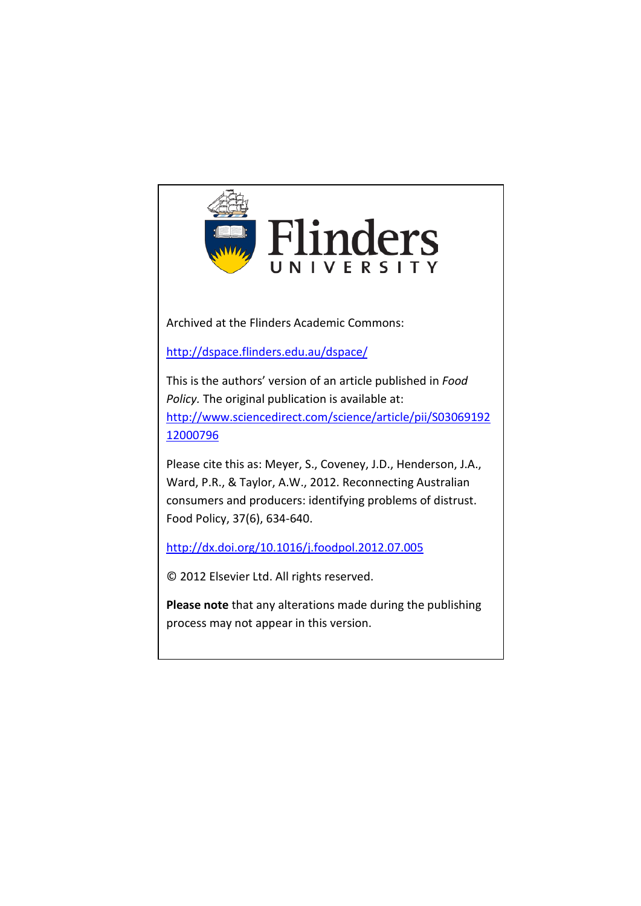Flinders University

Archived at the Flinders Academic Commons:

http://dspace.flinders.edu.au/dspace/

This is the authors' version of an article published in *Food Policy.* The original publication is available at: http://www.sciencedirect.com/science/article/pii/S0306919212000796

Please cite this as: Meyer, S., Coveney, J.D., Henderson, J.A., Ward, P.R., & Taylor, A.W., 2012. Reconnecting Australian consumers and producers: identifying problems of distrust. Food Policy, 37(6), 634-640.

http://dx.doi.org/10.1016/j.foodpol.2012.07.005

© 2012 Elsevier Ltd. All rights reserved.

**Please note** that any alterations made during the publishing process may not appear in this version.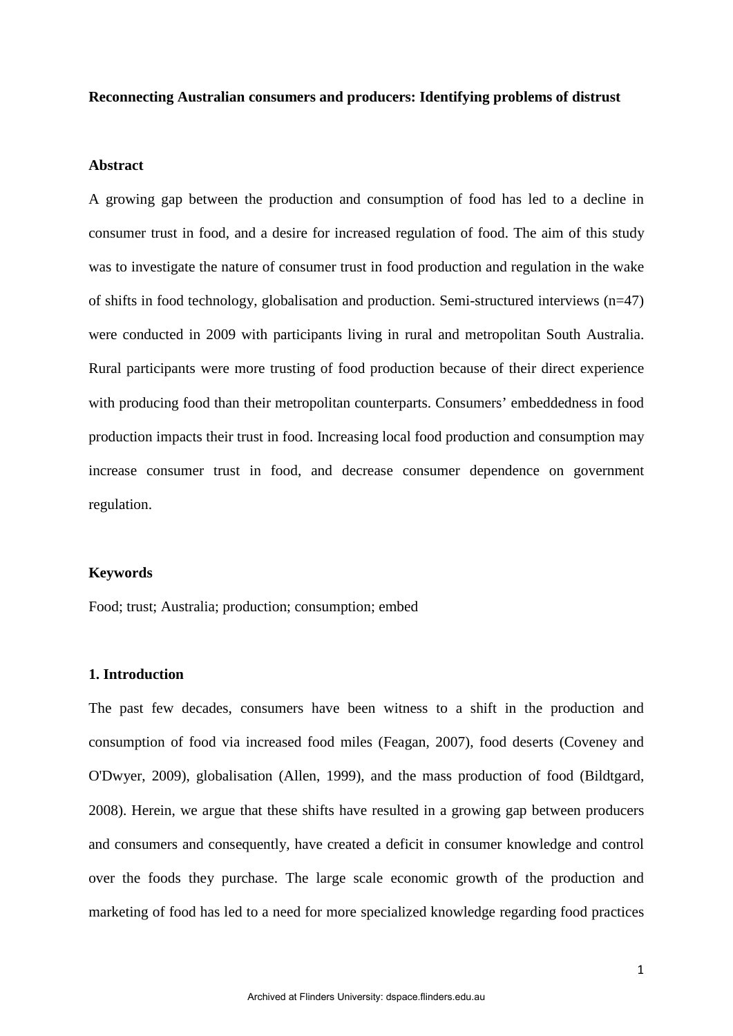**Reconnecting Australian consumers and producers: Identifying problems of distrust**

## Abstract

A growing gap between the production and consumption of food has led to a decline in consumer trust in food, and a desire for increased regulation of food. The aim of this study was to investigate the nature of consumer trust in food production and regulation in the wake of shifts in food technology, globalisation and production. Semi-structured interviews (n=47) were conducted in 2009 with participants living in rural and metropolitan South Australia. Rural participants were more trusting of food production because of their direct experience with producing food than their metropolitan counterparts. Consumers' embeddedness in food production impacts their trust in food. Increasing local food production and consumption may increase consumer trust in food, and decrease consumer dependence on government regulation.

## Keywords

Food; trust; Australia; production; consumption; embed

## 1. Introduction

The past few decades, consumers have been witness to a shift in the production and consumption of food via increased food miles (Feagan, 2007), food deserts (Coveney and O'Dwyer, 2009), globalisation (Allen, 1999), and the mass production of food (Bildtgard, 2008). Herein, we argue that these shifts have resulted in a growing gap between producers and consumers and consequently, have created a deficit in consumer knowledge and control over the foods they purchase. The large scale economic growth of the production and marketing of food has led to a need for more specialized knowledge regarding food practices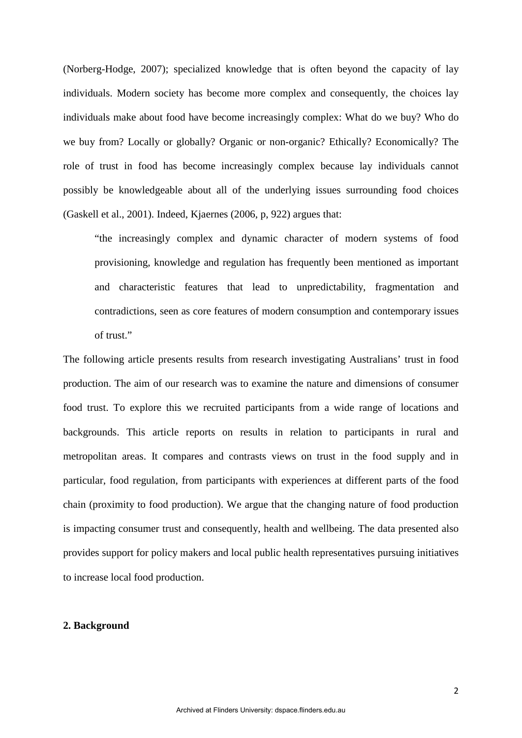(Norberg-Hodge, 2007); specialized knowledge that is often beyond the capacity of lay individuals. Modern society has become more complex and consequently, the choices lay individuals make about food have become increasingly complex: What do we buy? Who do we buy from? Locally or globally? Organic or non-organic? Ethically? Economically? The role of trust in food has become increasingly complex because lay individuals cannot possibly be knowledgeable about all of the underlying issues surrounding food choices (Gaskell et al., 2001). Indeed, Kjaernes (2006, p, 922) argues that:

> "the increasingly complex and dynamic character of modern systems of food provisioning, knowledge and regulation has frequently been mentioned as important and characteristic features that lead to unpredictability, fragmentation and contradictions, seen as core features of modern consumption and contemporary issues of trust."

The following article presents results from research investigating Australians' trust in food production. The aim of our research was to examine the nature and dimensions of consumer food trust. To explore this we recruited participants from a wide range of locations and backgrounds. This article reports on results in relation to participants in rural and metropolitan areas. It compares and contrasts views on trust in the food supply and in particular, food regulation, from participants with experiences at different parts of the food chain (proximity to food production). We argue that the changing nature of food production is impacting consumer trust and consequently, health and wellbeing. The data presented also provides support for policy makers and local public health representatives pursuing initiatives to increase local food production.

## 2. Background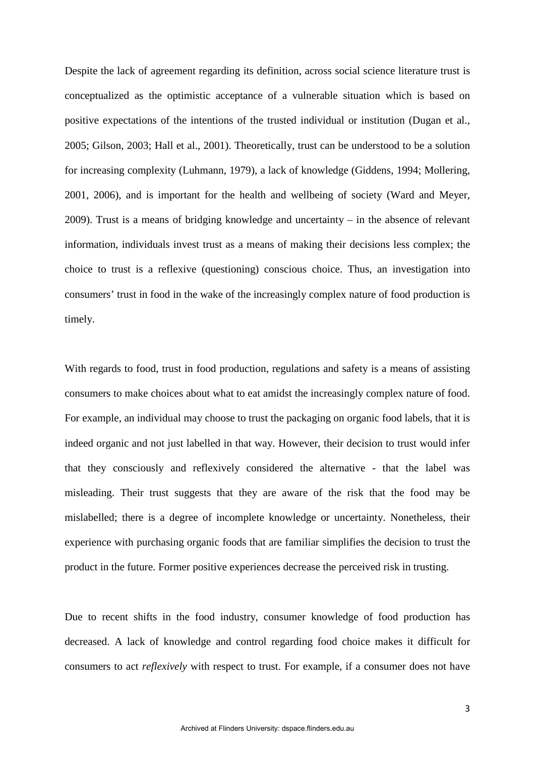Despite the lack of agreement regarding its definition, across social science literature trust is conceptualized as the optimistic acceptance of a vulnerable situation which is based on positive expectations of the intentions of the trusted individual or institution (Dugan et al., 2005; Gilson, 2003; Hall et al., 2001). Theoretically, trust can be understood to be a solution for increasing complexity (Luhmann, 1979), a lack of knowledge (Giddens, 1994; Mollering, 2001, 2006), and is important for the health and wellbeing of society (Ward and Meyer, 2009). Trust is a means of bridging knowledge and uncertainty – in the absence of relevant information, individuals invest trust as a means of making their decisions less complex; the choice to trust is a reflexive (questioning) conscious choice. Thus, an investigation into consumers' trust in food in the wake of the increasingly complex nature of food production is timely.

With regards to food, trust in food production, regulations and safety is a means of assisting consumers to make choices about what to eat amidst the increasingly complex nature of food. For example, an individual may choose to trust the packaging on organic food labels, that it is indeed organic and not just labelled in that way. However, their decision to trust would infer that they consciously and reflexively considered the alternative - that the label was misleading. Their trust suggests that they are aware of the risk that the food may be mislabelled; there is a degree of incomplete knowledge or uncertainty. Nonetheless, their experience with purchasing organic foods that are familiar simplifies the decision to trust the product in the future. Former positive experiences decrease the perceived risk in trusting.

Due to recent shifts in the food industry, consumer knowledge of food production has decreased. A lack of knowledge and control regarding food choice makes it difficult for consumers to act *reflexively* with respect to trust. For example, if a consumer does not have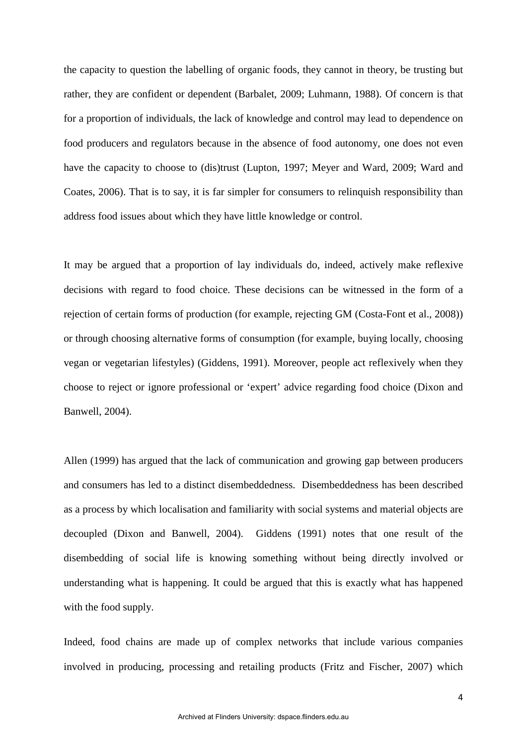the capacity to question the labelling of organic foods, they cannot in theory, be trusting but rather, they are confident or dependent (Barbalet, 2009; Luhmann, 1988). Of concern is that for a proportion of individuals, the lack of knowledge and control may lead to dependence on food producers and regulators because in the absence of food autonomy, one does not even have the capacity to choose to (dis)trust (Lupton, 1997; Meyer and Ward, 2009; Ward and Coates, 2006). That is to say, it is far simpler for consumers to relinquish responsibility than address food issues about which they have little knowledge or control.

It may be argued that a proportion of lay individuals do, indeed, actively make reflexive decisions with regard to food choice. These decisions can be witnessed in the form of a rejection of certain forms of production (for example, rejecting GM (Costa-Font et al., 2008)) or through choosing alternative forms of consumption (for example, buying locally, choosing vegan or vegetarian lifestyles) (Giddens, 1991). Moreover, people act reflexively when they choose to reject or ignore professional or 'expert' advice regarding food choice (Dixon and Banwell, 2004).

Allen (1999) has argued that the lack of communication and growing gap between producers and consumers has led to a distinct disembeddedness. Disembeddedness has been described as a process by which localisation and familiarity with social systems and material objects are decoupled (Dixon and Banwell, 2004). Giddens (1991) notes that one result of the disembedding of social life is knowing something without being directly involved or understanding what is happening. It could be argued that this is exactly what has happened with the food supply.

Indeed, food chains are made up of complex networks that include various companies involved in producing, processing and retailing products (Fritz and Fischer, 2007) which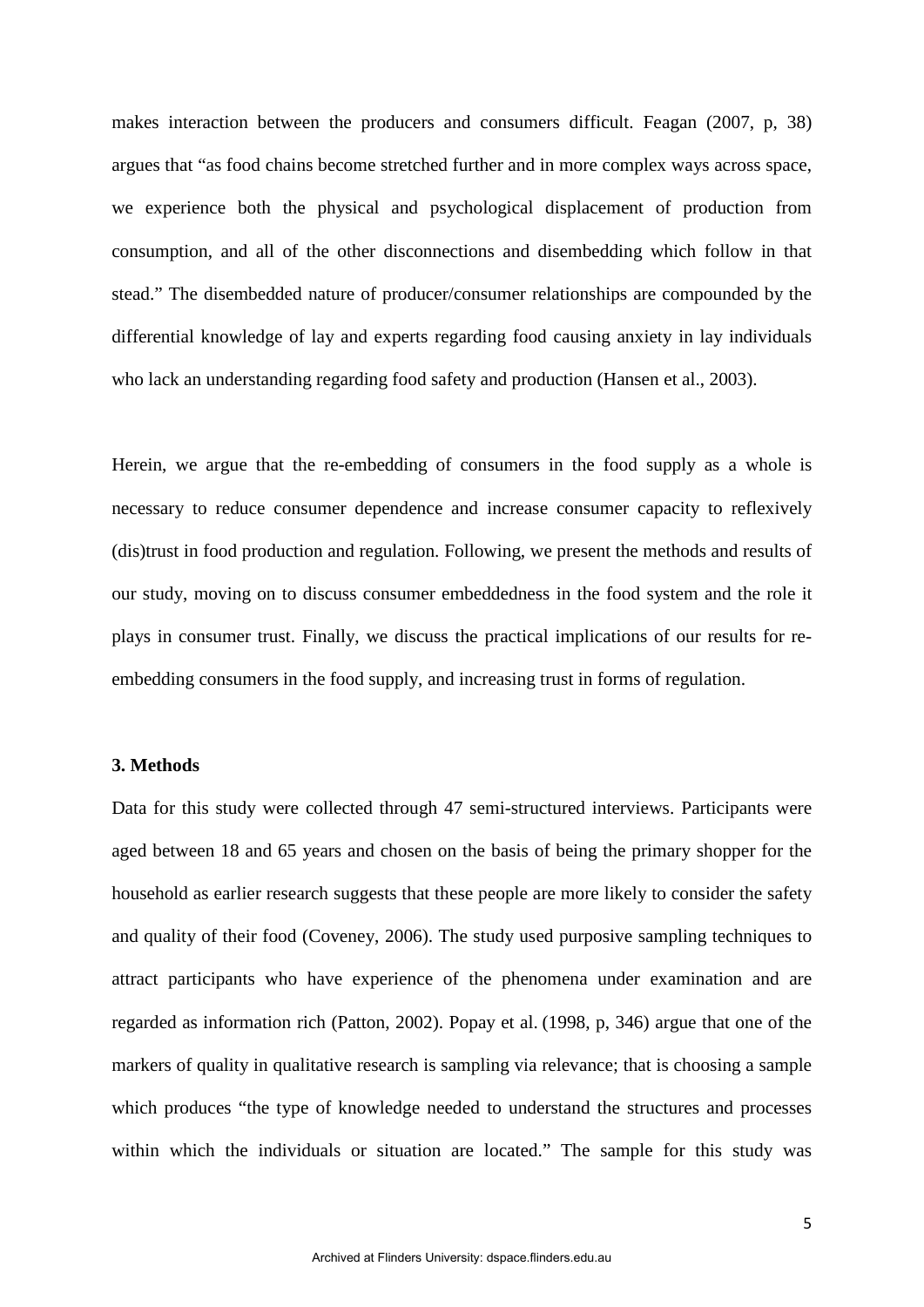makes interaction between the producers and consumers difficult. Feagan (2007, p, 38) argues that "as food chains become stretched further and in more complex ways across space, we experience both the physical and psychological displacement of production from consumption, and all of the other disconnections and disembedding which follow in that stead." The disembedded nature of producer/consumer relationships are compounded by the differential knowledge of lay and experts regarding food causing anxiety in lay individuals who lack an understanding regarding food safety and production (Hansen et al., 2003).

Herein, we argue that the re-embedding of consumers in the food supply as a whole is necessary to reduce consumer dependence and increase consumer capacity to reflexively (dis)trust in food production and regulation. Following, we present the methods and results of our study, moving on to discuss consumer embeddedness in the food system and the role it plays in consumer trust. Finally, we discuss the practical implications of our results for re-embedding consumers in the food supply, and increasing trust in forms of regulation.

### 3. Methods

Data for this study were collected through 47 semi-structured interviews. Participants were aged between 18 and 65 years and chosen on the basis of being the primary shopper for the household as earlier research suggests that these people are more likely to consider the safety and quality of their food (Coveney, 2006). The study used purposive sampling techniques to attract participants who have experience of the phenomena under examination and are regarded as information rich (Patton, 2002). Popay et al. (1998, p, 346) argue that one of the markers of quality in qualitative research is sampling via relevance; that is choosing a sample which produces "the type of knowledge needed to understand the structures and processes within which the individuals or situation are located." The sample for this study was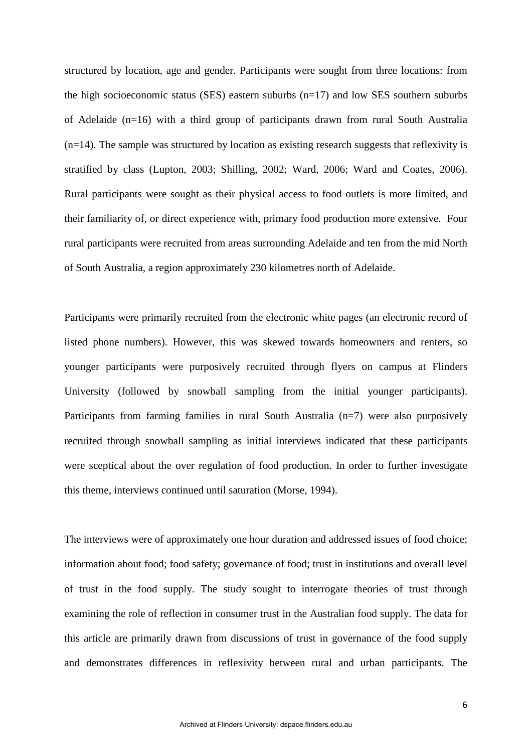structured by location, age and gender. Participants were sought from three locations: from the high socioeconomic status (SES) eastern suburbs (n=17) and low SES southern suburbs of Adelaide (n=16) with a third group of participants drawn from rural South Australia (n=14). The sample was structured by location as existing research suggests that reflexivity is stratified by class (Lupton, 2003; Shilling, 2002; Ward, 2006; Ward and Coates, 2006). Rural participants were sought as their physical access to food outlets is more limited, and their familiarity of, or direct experience with, primary food production more extensive. Four rural participants were recruited from areas surrounding Adelaide and ten from the mid North of South Australia, a region approximately 230 kilometres north of Adelaide.

Participants were primarily recruited from the electronic white pages (an electronic record of listed phone numbers). However, this was skewed towards homeowners and renters, so younger participants were purposively recruited through flyers on campus at Flinders University (followed by snowball sampling from the initial younger participants). Participants from farming families in rural South Australia (n=7) were also purposively recruited through snowball sampling as initial interviews indicated that these participants were sceptical about the over regulation of food production. In order to further investigate this theme, interviews continued until saturation (Morse, 1994).

The interviews were of approximately one hour duration and addressed issues of food choice; information about food; food safety; governance of food; trust in institutions and overall level of trust in the food supply. The study sought to interrogate theories of trust through examining the role of reflection in consumer trust in the Australian food supply. The data for this article are primarily drawn from discussions of trust in governance of the food supply and demonstrates differences in reflexivity between rural and urban participants. The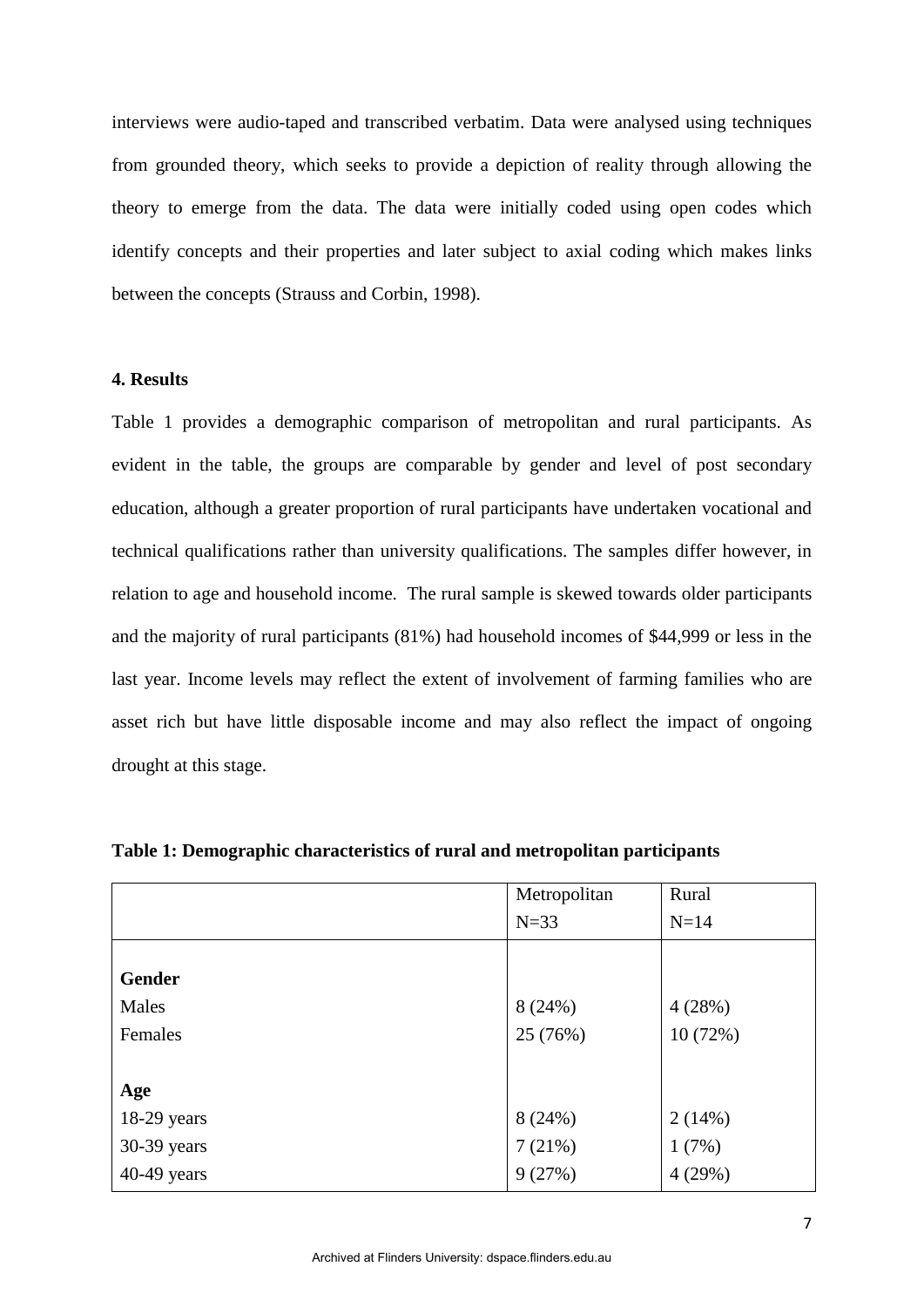interviews were audio-taped and transcribed verbatim. Data were analysed using techniques from grounded theory, which seeks to provide a depiction of reality through allowing the theory to emerge from the data. The data were initially coded using open codes which identify concepts and their properties and later subject to axial coding which makes links between the concepts (Strauss and Corbin, 1998).

## 4. Results

Table 1 provides a demographic comparison of metropolitan and rural participants. As evident in the table, the groups are comparable by gender and level of post secondary education, although a greater proportion of rural participants have undertaken vocational and technical qualifications rather than university qualifications. The samples differ however, in relation to age and household income. The rural sample is skewed towards older participants and the majority of rural participants (81%) had household incomes of $44,999 or less in the last year. Income levels may reflect the extent of involvement of farming families who are asset rich but have little disposable income and may also reflect the impact of ongoing drought at this stage.

**Table 1: Demographic characteristics of rural and metropolitan participants**

| | Metropolitan N=33 | Rural N=14 |
|---|---|---|
| **Gender** | | |
| Males | 8 (24%) | 4 (28%) |
| Females | 25 (76%) | 10 (72%) |
| **Age** | | |
| 18-29 years | 8 (24%) | 2 (14%) |
| 30-39 years | 7 (21%) | 1 (7%) |
| 40-49 years | 9 (27%) | 4 (29%) |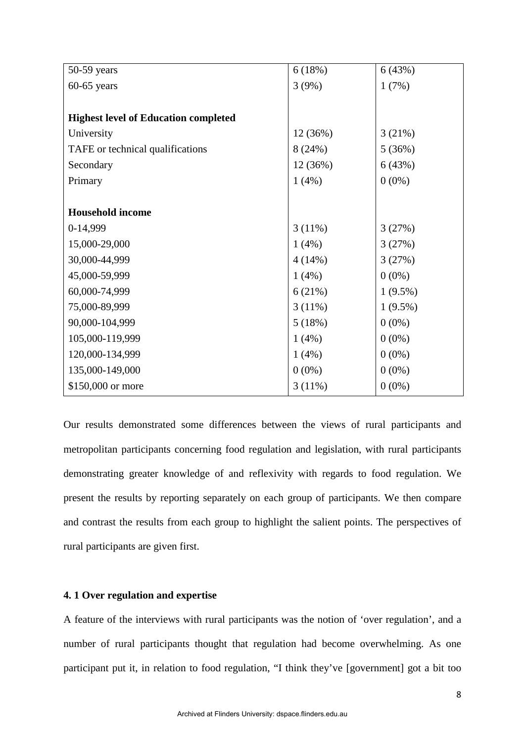| | | |
|---|---|---|
| 50-59 years | 6 (18%) | 6 (43%) |
| 60-65 years | 3 (9%) | 1 (7%) |
| | | |
| **Highest level of Education completed** | | |
| University | 12 (36%) | 3 (21%) |
| TAFE or technical qualifications | 8 (24%) | 5 (36%) |
| Secondary | 12 (36%) | 6 (43%) |
| Primary | 1 (4%) | 0 (0%) |
| | | |
| **Household income** | | |
| 0-14,999 | 3 (11%) | 3 (27%) |
| 15,000-29,000 | 1 (4%) | 3 (27%) |
| 30,000-44,999 | 4 (14%) | 3 (27%) |
| 45,000-59,999 | 1 (4%) | 0 (0%) |
| 60,000-74,999 | 6 (21%) | 1 (9.5%) |
| 75,000-89,999 | 3 (11%) | 1 (9.5%) |
| 90,000-104,999 | 5 (18%) | 0 (0%) |
| 105,000-119,999 | 1 (4%) | 0 (0%) |
| 120,000-134,999 | 1 (4%) | 0 (0%) |
| 135,000-149,000 | 0 (0%) | 0 (0%) |
| $150,000 or more | 3 (11%) | 0 (0%) |

Our results demonstrated some differences between the views of rural participants and metropolitan participants concerning food regulation and legislation, with rural participants demonstrating greater knowledge of and reflexivity with regards to food regulation. We present the results by reporting separately on each group of participants. We then compare and contrast the results from each group to highlight the salient points. The perspectives of rural participants are given first.

### 4. 1 Over regulation and expertise

A feature of the interviews with rural participants was the notion of 'over regulation', and a number of rural participants thought that regulation had become overwhelming. As one participant put it, in relation to food regulation, "I think they've [government] got a bit too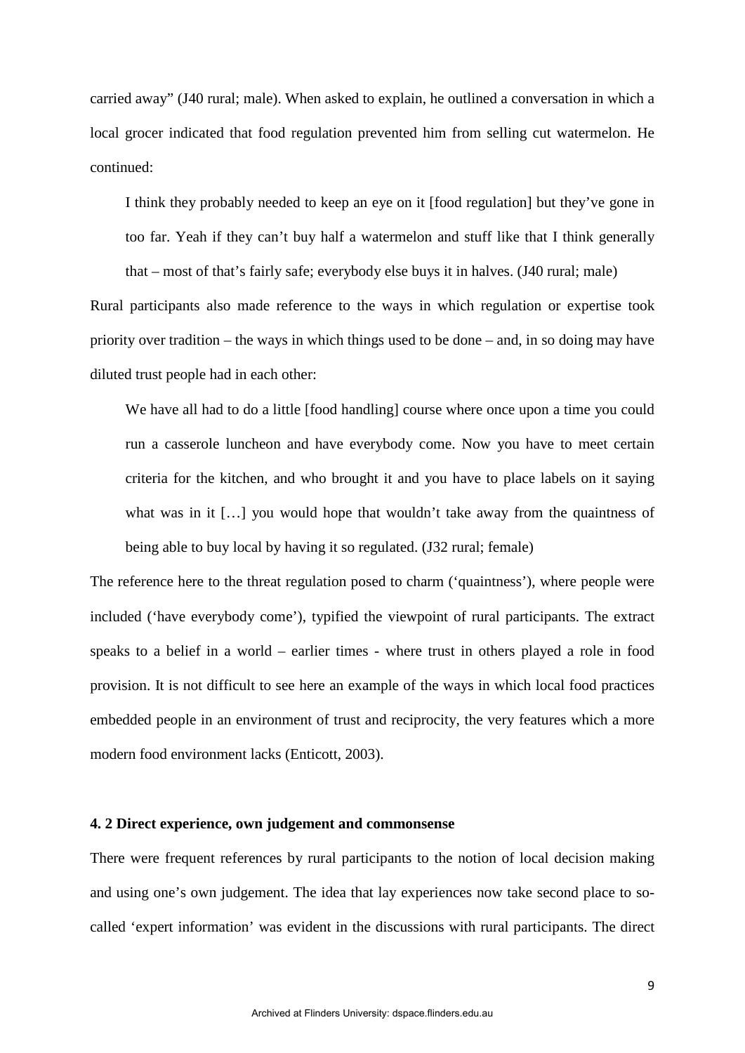carried away" (J40 rural; male). When asked to explain, he outlined a conversation in which a local grocer indicated that food regulation prevented him from selling cut watermelon. He continued:

> I think they probably needed to keep an eye on it [food regulation] but they've gone in too far. Yeah if they can't buy half a watermelon and stuff like that I think generally that – most of that's fairly safe; everybody else buys it in halves. (J40 rural; male)

Rural participants also made reference to the ways in which regulation or expertise took priority over tradition – the ways in which things used to be done – and, in so doing may have diluted trust people had in each other:

> We have all had to do a little [food handling] course where once upon a time you could run a casserole luncheon and have everybody come. Now you have to meet certain criteria for the kitchen, and who brought it and you have to place labels on it saying what was in it […] you would hope that wouldn't take away from the quaintness of being able to buy local by having it so regulated. (J32 rural; female)

The reference here to the threat regulation posed to charm ('quaintness'), where people were included ('have everybody come'), typified the viewpoint of rural participants. The extract speaks to a belief in a world – earlier times - where trust in others played a role in food provision. It is not difficult to see here an example of the ways in which local food practices embedded people in an environment of trust and reciprocity, the very features which a more modern food environment lacks (Enticott, 2003).

### 4. 2 Direct experience, own judgement and commonsense

There were frequent references by rural participants to the notion of local decision making and using one's own judgement. The idea that lay experiences now take second place to so-called 'expert information' was evident in the discussions with rural participants. The direct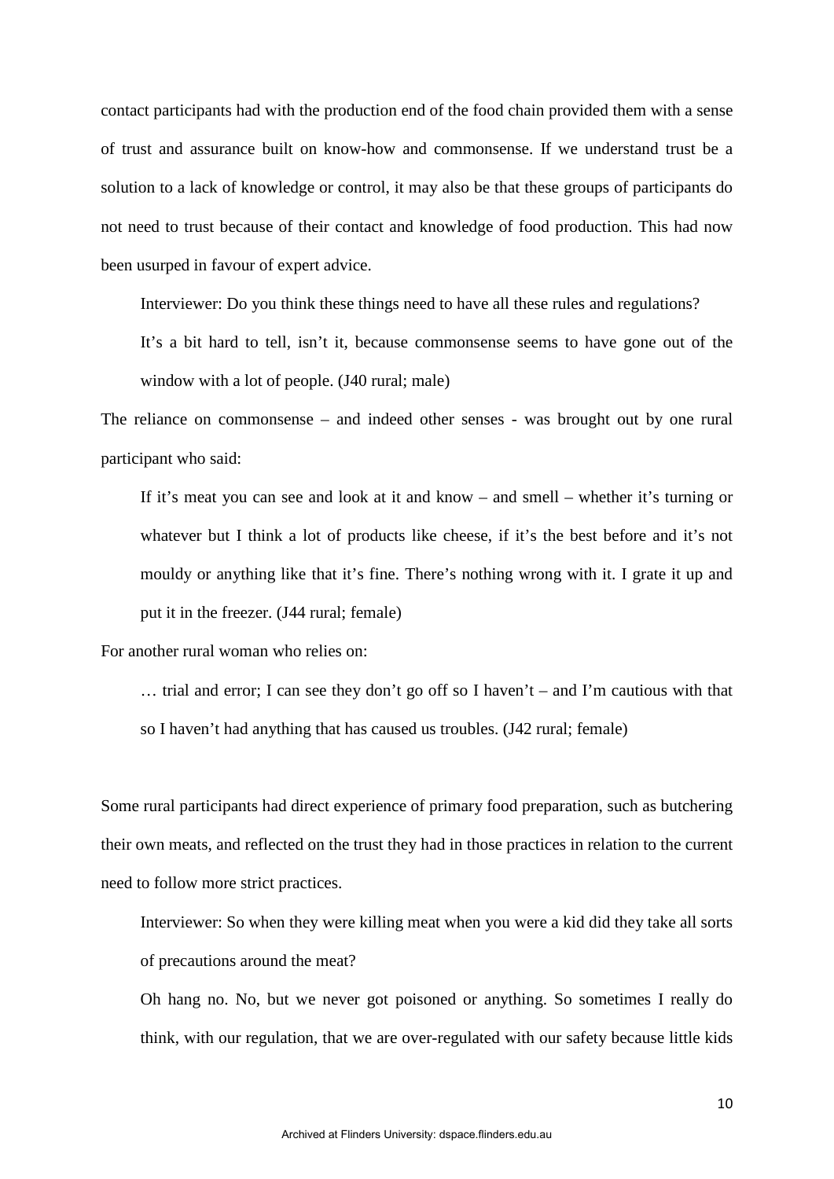contact participants had with the production end of the food chain provided them with a sense of trust and assurance built on know-how and commonsense. If we understand trust be a solution to a lack of knowledge or control, it may also be that these groups of participants do not need to trust because of their contact and knowledge of food production. This had now been usurped in favour of expert advice.

> Interviewer: Do you think these things need to have all these rules and regulations?
>
> It's a bit hard to tell, isn't it, because commonsense seems to have gone out of the window with a lot of people. (J40 rural; male)

The reliance on commonsense – and indeed other senses - was brought out by one rural participant who said:

> If it's meat you can see and look at it and know – and smell – whether it's turning or whatever but I think a lot of products like cheese, if it's the best before and it's not mouldy or anything like that it's fine. There's nothing wrong with it. I grate it up and put it in the freezer. (J44 rural; female)

For another rural woman who relies on:

> … trial and error; I can see they don't go off so I haven't – and I'm cautious with that so I haven't had anything that has caused us troubles. (J42 rural; female)

Some rural participants had direct experience of primary food preparation, such as butchering their own meats, and reflected on the trust they had in those practices in relation to the current need to follow more strict practices.

> Interviewer: So when they were killing meat when you were a kid did they take all sorts of precautions around the meat?
>
> Oh hang no. No, but we never got poisoned or anything. So sometimes I really do think, with our regulation, that we are over-regulated with our safety because little kids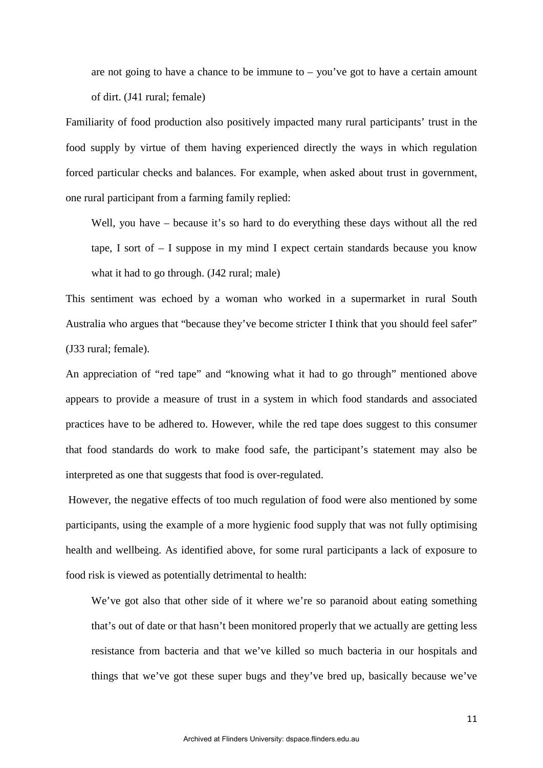> are not going to have a chance to be immune to – you've got to have a certain amount of dirt. (J41 rural; female)

Familiarity of food production also positively impacted many rural participants' trust in the food supply by virtue of them having experienced directly the ways in which regulation forced particular checks and balances. For example, when asked about trust in government, one rural participant from a farming family replied:

> Well, you have – because it's so hard to do everything these days without all the red tape, I sort of – I suppose in my mind I expect certain standards because you know what it had to go through. (J42 rural; male)

This sentiment was echoed by a woman who worked in a supermarket in rural South Australia who argues that "because they've become stricter I think that you should feel safer" (J33 rural; female).

An appreciation of "red tape" and "knowing what it had to go through" mentioned above appears to provide a measure of trust in a system in which food standards and associated practices have to be adhered to. However, while the red tape does suggest to this consumer that food standards do work to make food safe, the participant's statement may also be interpreted as one that suggests that food is over-regulated.

However, the negative effects of too much regulation of food were also mentioned by some participants, using the example of a more hygienic food supply that was not fully optimising health and wellbeing. As identified above, for some rural participants a lack of exposure to food risk is viewed as potentially detrimental to health:

> We've got also that other side of it where we're so paranoid about eating something that's out of date or that hasn't been monitored properly that we actually are getting less resistance from bacteria and that we've killed so much bacteria in our hospitals and things that we've got these super bugs and they've bred up, basically because we've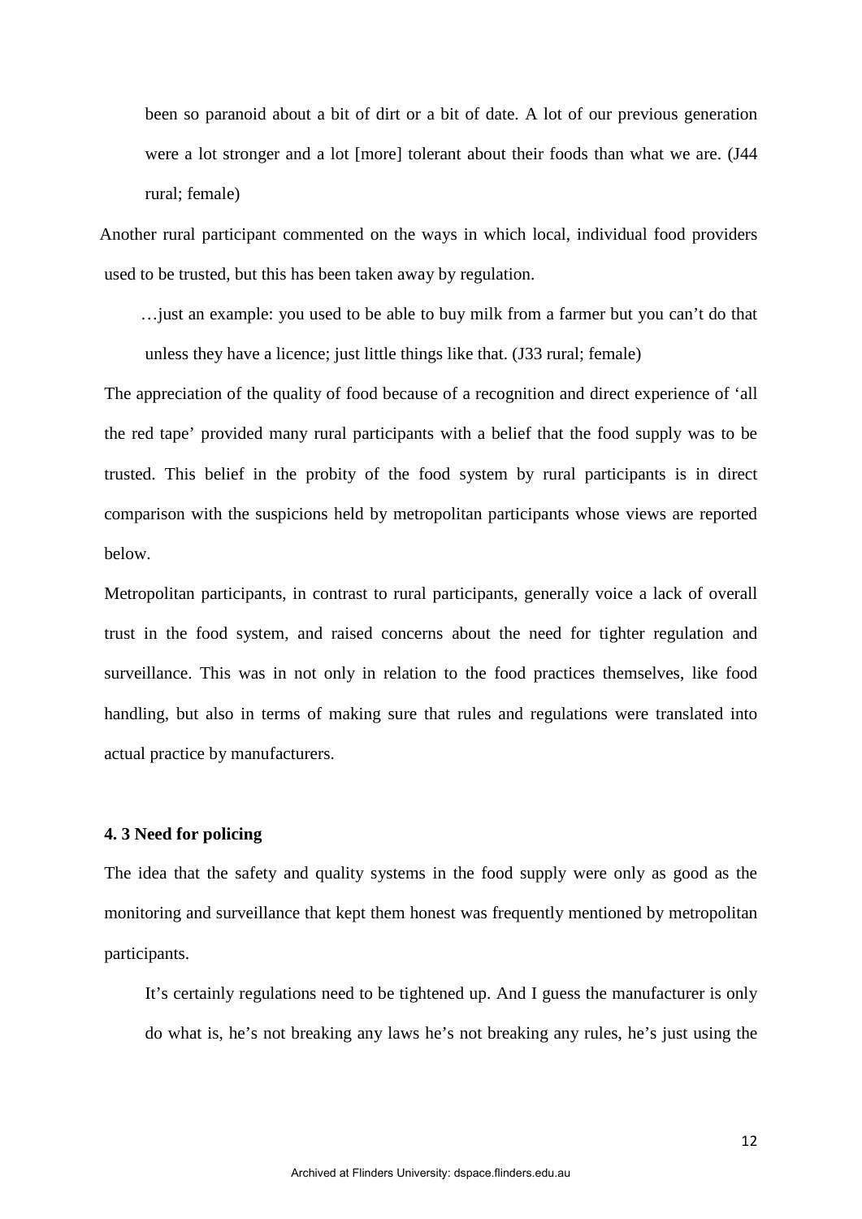> been so paranoid about a bit of dirt or a bit of date. A lot of our previous generation were a lot stronger and a lot [more] tolerant about their foods than what we are. (J44 rural; female)

Another rural participant commented on the ways in which local, individual food providers used to be trusted, but this has been taken away by regulation.

> …just an example: you used to be able to buy milk from a farmer but you can't do that unless they have a licence; just little things like that. (J33 rural; female)

The appreciation of the quality of food because of a recognition and direct experience of 'all the red tape' provided many rural participants with a belief that the food supply was to be trusted. This belief in the probity of the food system by rural participants is in direct comparison with the suspicions held by metropolitan participants whose views are reported below.

Metropolitan participants, in contrast to rural participants, generally voice a lack of overall trust in the food system, and raised concerns about the need for tighter regulation and surveillance. This was in not only in relation to the food practices themselves, like food handling, but also in terms of making sure that rules and regulations were translated into actual practice by manufacturers.

#### 4. 3 Need for policing

The idea that the safety and quality systems in the food supply were only as good as the monitoring and surveillance that kept them honest was frequently mentioned by metropolitan participants.

> It's certainly regulations need to be tightened up. And I guess the manufacturer is only do what is, he's not breaking any laws he's not breaking any rules, he's just using the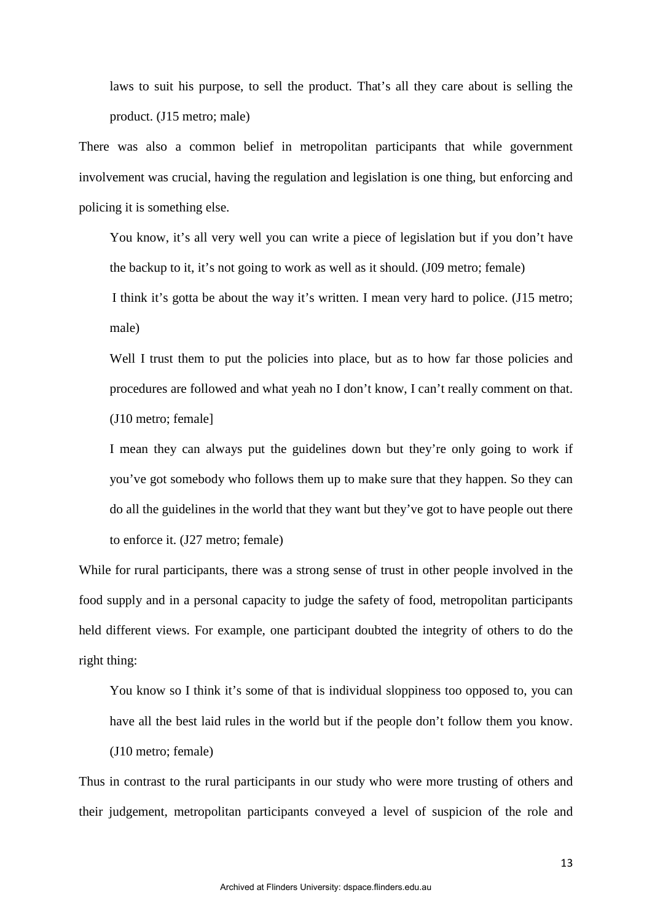> laws to suit his purpose, to sell the product. That's all they care about is selling the product. (J15 metro; male)

There was also a common belief in metropolitan participants that while government involvement was crucial, having the regulation and legislation is one thing, but enforcing and policing it is something else.

> You know, it's all very well you can write a piece of legislation but if you don't have the backup to it, it's not going to work as well as it should. (J09 metro; female)
>
> I think it's gotta be about the way it's written. I mean very hard to police. (J15 metro; male)
>
> Well I trust them to put the policies into place, but as to how far those policies and procedures are followed and what yeah no I don't know, I can't really comment on that. (J10 metro; female]
>
> I mean they can always put the guidelines down but they're only going to work if you've got somebody who follows them up to make sure that they happen. So they can do all the guidelines in the world that they want but they've got to have people out there to enforce it. (J27 metro; female)

While for rural participants, there was a strong sense of trust in other people involved in the food supply and in a personal capacity to judge the safety of food, metropolitan participants held different views. For example, one participant doubted the integrity of others to do the right thing:

> You know so I think it's some of that is individual sloppiness too opposed to, you can have all the best laid rules in the world but if the people don't follow them you know. (J10 metro; female)

Thus in contrast to the rural participants in our study who were more trusting of others and their judgement, metropolitan participants conveyed a level of suspicion of the role and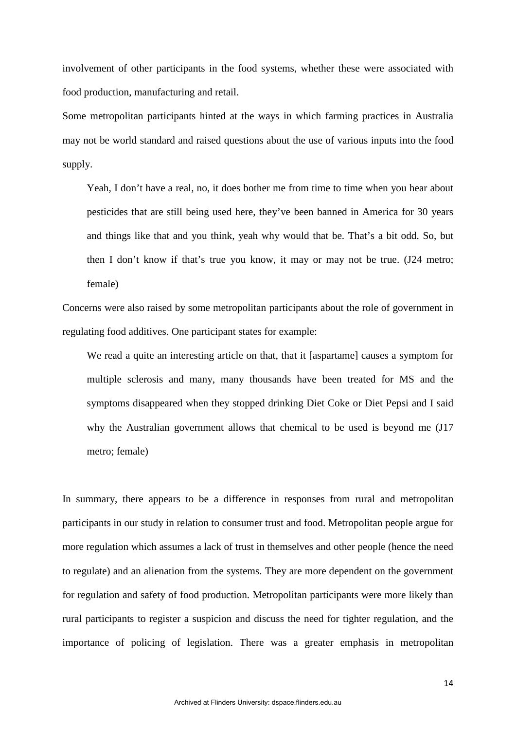involvement of other participants in the food systems, whether these were associated with food production, manufacturing and retail.

Some metropolitan participants hinted at the ways in which farming practices in Australia may not be world standard and raised questions about the use of various inputs into the food supply.

> Yeah, I don't have a real, no, it does bother me from time to time when you hear about pesticides that are still being used here, they've been banned in America for 30 years and things like that and you think, yeah why would that be. That's a bit odd. So, but then I don't know if that's true you know, it may or may not be true. (J24 metro; female)

Concerns were also raised by some metropolitan participants about the role of government in regulating food additives. One participant states for example:

> We read a quite an interesting article on that, that it [aspartame] causes a symptom for multiple sclerosis and many, many thousands have been treated for MS and the symptoms disappeared when they stopped drinking Diet Coke or Diet Pepsi and I said why the Australian government allows that chemical to be used is beyond me (J17 metro; female)

In summary, there appears to be a difference in responses from rural and metropolitan participants in our study in relation to consumer trust and food. Metropolitan people argue for more regulation which assumes a lack of trust in themselves and other people (hence the need to regulate) and an alienation from the systems. They are more dependent on the government for regulation and safety of food production. Metropolitan participants were more likely than rural participants to register a suspicion and discuss the need for tighter regulation, and the importance of policing of legislation. There was a greater emphasis in metropolitan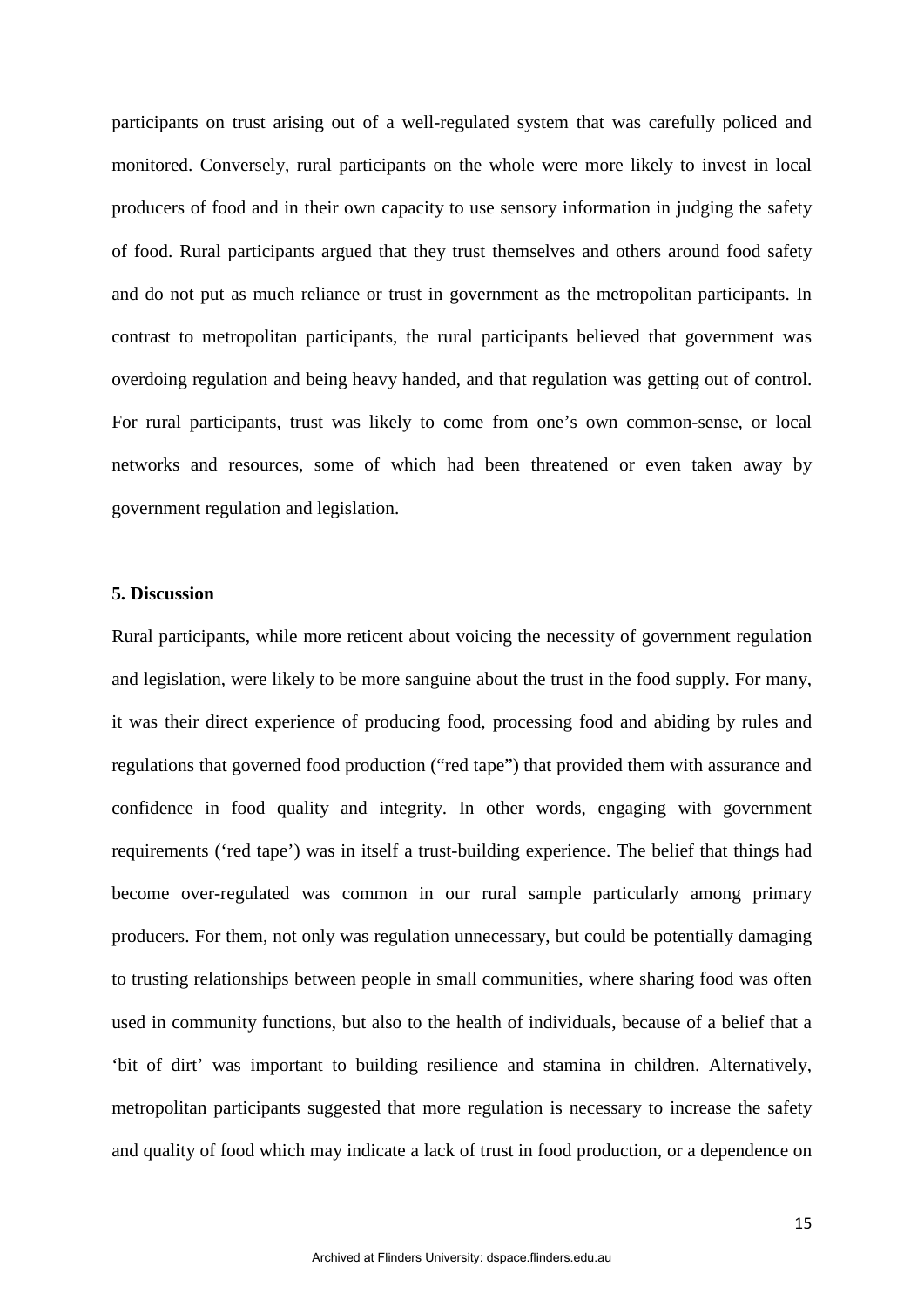participants on trust arising out of a well-regulated system that was carefully policed and monitored. Conversely, rural participants on the whole were more likely to invest in local producers of food and in their own capacity to use sensory information in judging the safety of food. Rural participants argued that they trust themselves and others around food safety and do not put as much reliance or trust in government as the metropolitan participants. In contrast to metropolitan participants, the rural participants believed that government was overdoing regulation and being heavy handed, and that regulation was getting out of control. For rural participants, trust was likely to come from one's own common-sense, or local networks and resources, some of which had been threatened or even taken away by government regulation and legislation.

**5. Discussion**

Rural participants, while more reticent about voicing the necessity of government regulation and legislation, were likely to be more sanguine about the trust in the food supply. For many, it was their direct experience of producing food, processing food and abiding by rules and regulations that governed food production ("red tape") that provided them with assurance and confidence in food quality and integrity. In other words, engaging with government requirements ('red tape') was in itself a trust-building experience. The belief that things had become over-regulated was common in our rural sample particularly among primary producers. For them, not only was regulation unnecessary, but could be potentially damaging to trusting relationships between people in small communities, where sharing food was often used in community functions, but also to the health of individuals, because of a belief that a 'bit of dirt' was important to building resilience and stamina in children. Alternatively, metropolitan participants suggested that more regulation is necessary to increase the safety and quality of food which may indicate a lack of trust in food production, or a dependence on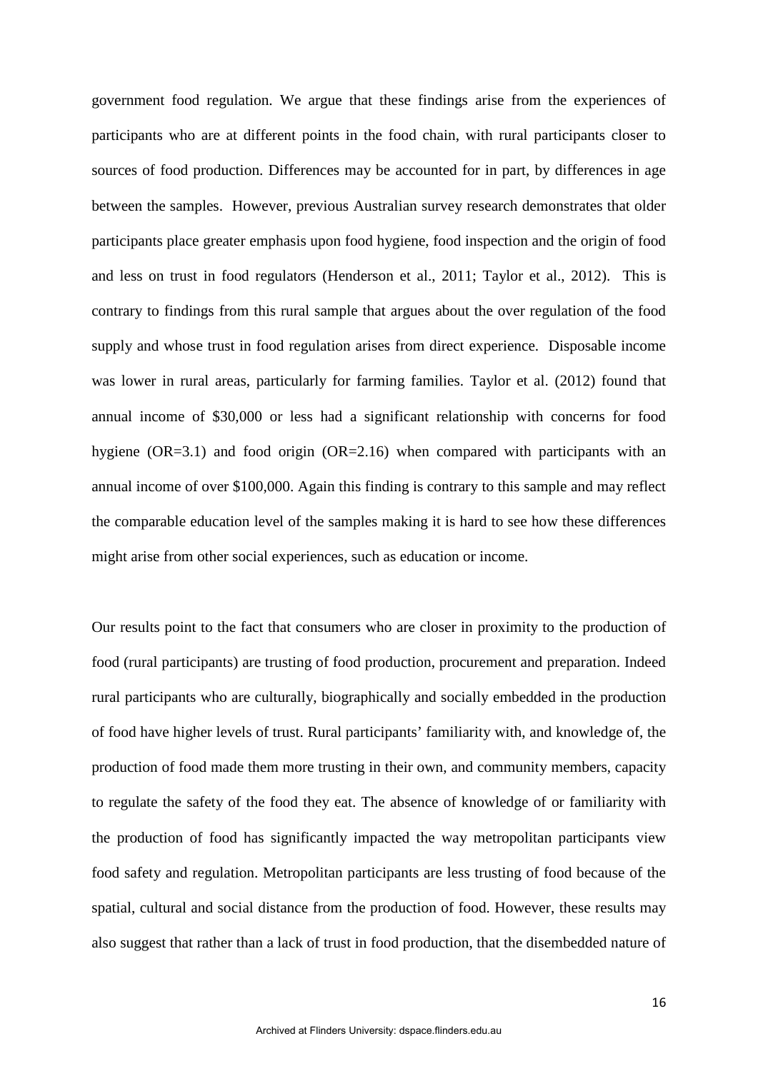government food regulation. We argue that these findings arise from the experiences of participants who are at different points in the food chain, with rural participants closer to sources of food production. Differences may be accounted for in part, by differences in age between the samples. However, previous Australian survey research demonstrates that older participants place greater emphasis upon food hygiene, food inspection and the origin of food and less on trust in food regulators (Henderson et al., 2011; Taylor et al., 2012). This is contrary to findings from this rural sample that argues about the over regulation of the food supply and whose trust in food regulation arises from direct experience. Disposable income was lower in rural areas, particularly for farming families. Taylor et al. (2012) found that annual income of \$30,000 or less had a significant relationship with concerns for food hygiene (OR=3.1) and food origin (OR=2.16) when compared with participants with an annual income of over \$100,000. Again this finding is contrary to this sample and may reflect the comparable education level of the samples making it is hard to see how these differences might arise from other social experiences, such as education or income.

Our results point to the fact that consumers who are closer in proximity to the production of food (rural participants) are trusting of food production, procurement and preparation. Indeed rural participants who are culturally, biographically and socially embedded in the production of food have higher levels of trust. Rural participants' familiarity with, and knowledge of, the production of food made them more trusting in their own, and community members, capacity to regulate the safety of the food they eat. The absence of knowledge of or familiarity with the production of food has significantly impacted the way metropolitan participants view food safety and regulation. Metropolitan participants are less trusting of food because of the spatial, cultural and social distance from the production of food. However, these results may also suggest that rather than a lack of trust in food production, that the disembedded nature of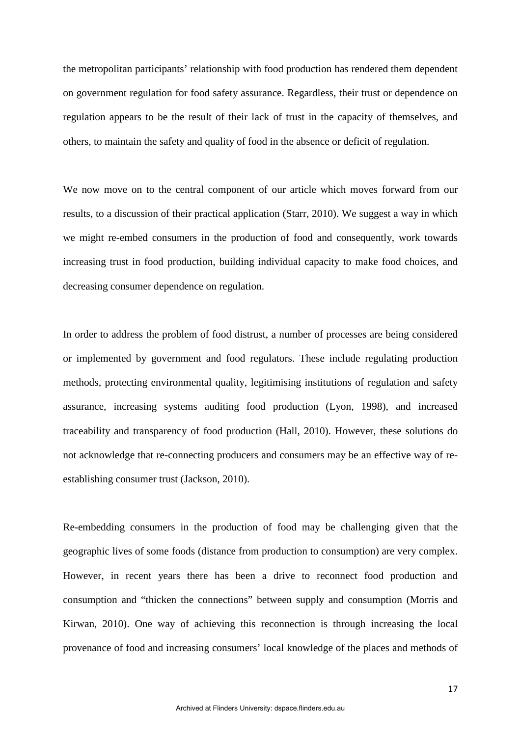the metropolitan participants' relationship with food production has rendered them dependent on government regulation for food safety assurance. Regardless, their trust or dependence on regulation appears to be the result of their lack of trust in the capacity of themselves, and others, to maintain the safety and quality of food in the absence or deficit of regulation.

We now move on to the central component of our article which moves forward from our results, to a discussion of their practical application (Starr, 2010). We suggest a way in which we might re-embed consumers in the production of food and consequently, work towards increasing trust in food production, building individual capacity to make food choices, and decreasing consumer dependence on regulation.

In order to address the problem of food distrust, a number of processes are being considered or implemented by government and food regulators. These include regulating production methods, protecting environmental quality, legitimising institutions of regulation and safety assurance, increasing systems auditing food production (Lyon, 1998), and increased traceability and transparency of food production (Hall, 2010). However, these solutions do not acknowledge that re-connecting producers and consumers may be an effective way of re-establishing consumer trust (Jackson, 2010).

Re-embedding consumers in the production of food may be challenging given that the geographic lives of some foods (distance from production to consumption) are very complex. However, in recent years there has been a drive to reconnect food production and consumption and "thicken the connections" between supply and consumption (Morris and Kirwan, 2010). One way of achieving this reconnection is through increasing the local provenance of food and increasing consumers' local knowledge of the places and methods of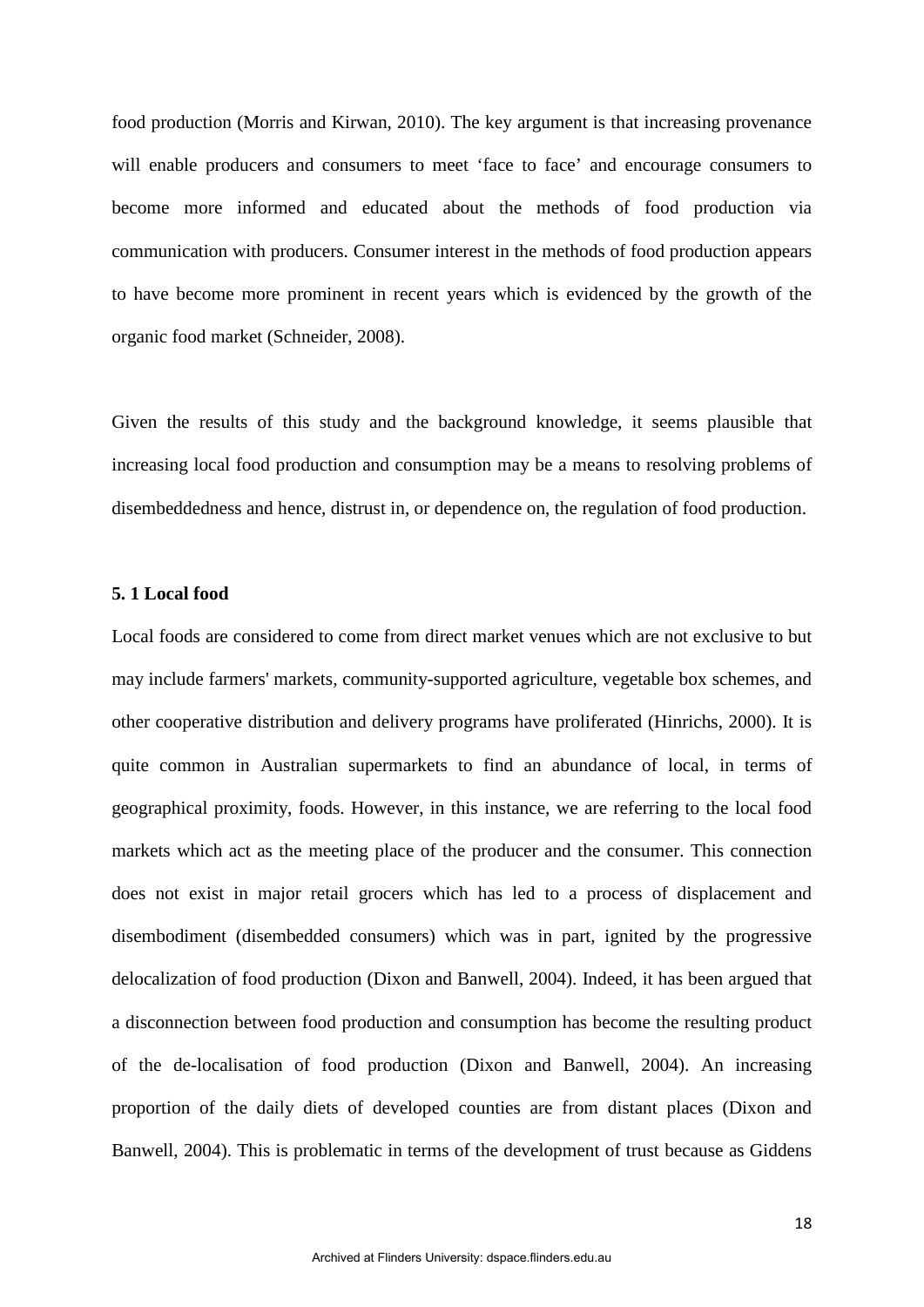food production (Morris and Kirwan, 2010). The key argument is that increasing provenance will enable producers and consumers to meet 'face to face' and encourage consumers to become more informed and educated about the methods of food production via communication with producers. Consumer interest in the methods of food production appears to have become more prominent in recent years which is evidenced by the growth of the organic food market (Schneider, 2008).

Given the results of this study and the background knowledge, it seems plausible that increasing local food production and consumption may be a means to resolving problems of disembeddedness and hence, distrust in, or dependence on, the regulation of food production.

### 5. 1 Local food

Local foods are considered to come from direct market venues which are not exclusive to but may include farmers' markets, community-supported agriculture, vegetable box schemes, and other cooperative distribution and delivery programs have proliferated (Hinrichs, 2000). It is quite common in Australian supermarkets to find an abundance of local, in terms of geographical proximity, foods. However, in this instance, we are referring to the local food markets which act as the meeting place of the producer and the consumer. This connection does not exist in major retail grocers which has led to a process of displacement and disembodiment (disembedded consumers) which was in part, ignited by the progressive delocalization of food production (Dixon and Banwell, 2004). Indeed, it has been argued that a disconnection between food production and consumption has become the resulting product of the de-localisation of food production (Dixon and Banwell, 2004). An increasing proportion of the daily diets of developed counties are from distant places (Dixon and Banwell, 2004). This is problematic in terms of the development of trust because as Giddens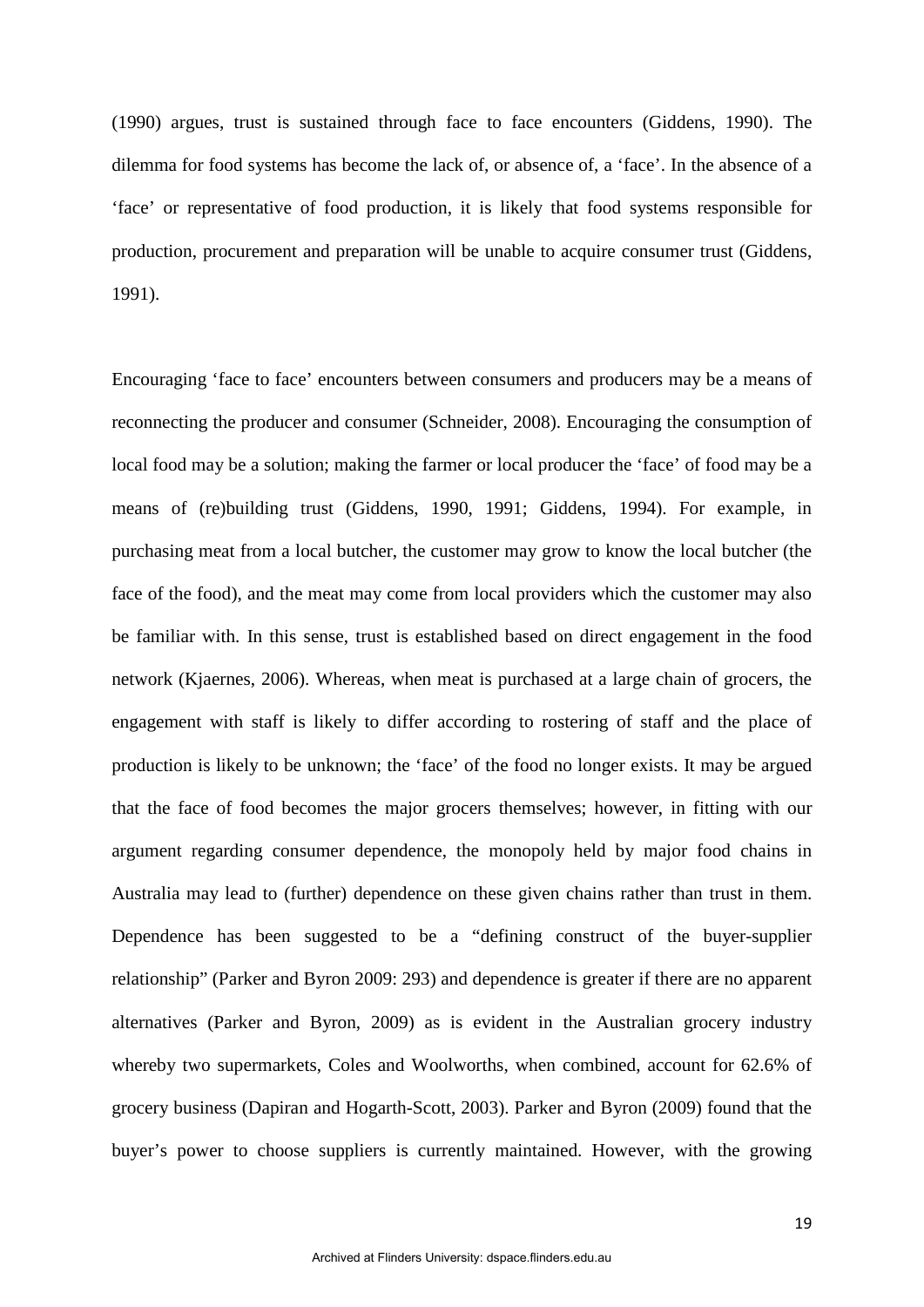(1990) argues, trust is sustained through face to face encounters (Giddens, 1990). The dilemma for food systems has become the lack of, or absence of, a 'face'. In the absence of a 'face' or representative of food production, it is likely that food systems responsible for production, procurement and preparation will be unable to acquire consumer trust (Giddens, 1991).

Encouraging 'face to face' encounters between consumers and producers may be a means of reconnecting the producer and consumer (Schneider, 2008). Encouraging the consumption of local food may be a solution; making the farmer or local producer the 'face' of food may be a means of (re)building trust (Giddens, 1990, 1991; Giddens, 1994). For example, in purchasing meat from a local butcher, the customer may grow to know the local butcher (the face of the food), and the meat may come from local providers which the customer may also be familiar with. In this sense, trust is established based on direct engagement in the food network (Kjaernes, 2006). Whereas, when meat is purchased at a large chain of grocers, the engagement with staff is likely to differ according to rostering of staff and the place of production is likely to be unknown; the 'face' of the food no longer exists. It may be argued that the face of food becomes the major grocers themselves; however, in fitting with our argument regarding consumer dependence, the monopoly held by major food chains in Australia may lead to (further) dependence on these given chains rather than trust in them. Dependence has been suggested to be a "defining construct of the buyer-supplier relationship" (Parker and Byron 2009: 293) and dependence is greater if there are no apparent alternatives (Parker and Byron, 2009) as is evident in the Australian grocery industry whereby two supermarkets, Coles and Woolworths, when combined, account for 62.6% of grocery business (Dapiran and Hogarth-Scott, 2003). Parker and Byron (2009) found that the buyer's power to choose suppliers is currently maintained. However, with the growing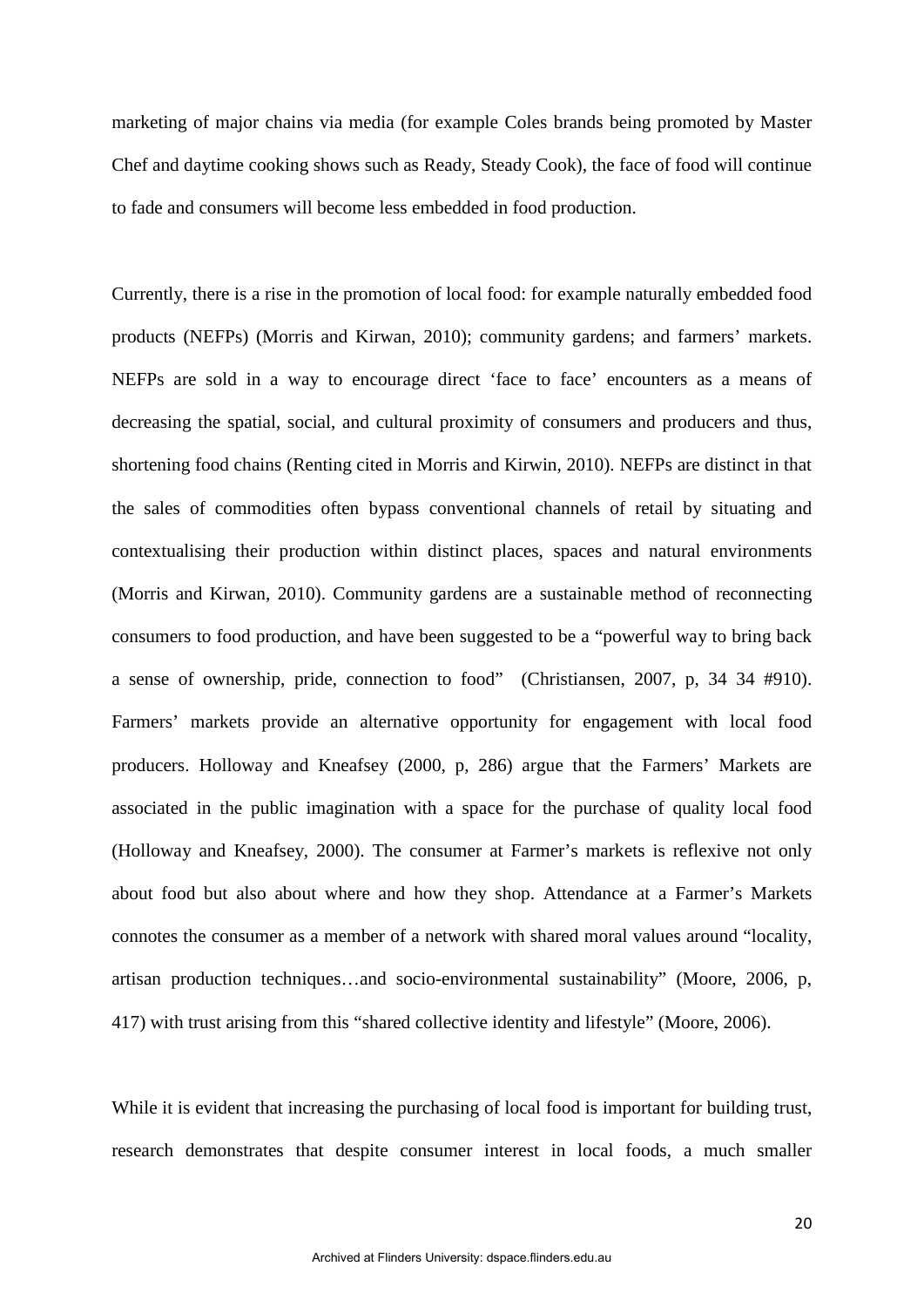marketing of major chains via media (for example Coles brands being promoted by Master Chef and daytime cooking shows such as Ready, Steady Cook), the face of food will continue to fade and consumers will become less embedded in food production.

Currently, there is a rise in the promotion of local food: for example naturally embedded food products (NEFPs) (Morris and Kirwan, 2010); community gardens; and farmers' markets. NEFPs are sold in a way to encourage direct 'face to face' encounters as a means of decreasing the spatial, social, and cultural proximity of consumers and producers and thus, shortening food chains (Renting cited in Morris and Kirwin, 2010). NEFPs are distinct in that the sales of commodities often bypass conventional channels of retail by situating and contextualising their production within distinct places, spaces and natural environments (Morris and Kirwan, 2010). Community gardens are a sustainable method of reconnecting consumers to food production, and have been suggested to be a "powerful way to bring back a sense of ownership, pride, connection to food" (Christiansen, 2007, p, 34 34 #910). Farmers' markets provide an alternative opportunity for engagement with local food producers. Holloway and Kneafsey (2000, p, 286) argue that the Farmers' Markets are associated in the public imagination with a space for the purchase of quality local food (Holloway and Kneafsey, 2000). The consumer at Farmer's markets is reflexive not only about food but also about where and how they shop. Attendance at a Farmer's Markets connotes the consumer as a member of a network with shared moral values around "locality, artisan production techniques…and socio-environmental sustainability" (Moore, 2006, p, 417) with trust arising from this "shared collective identity and lifestyle" (Moore, 2006).

While it is evident that increasing the purchasing of local food is important for building trust, research demonstrates that despite consumer interest in local foods, a much smaller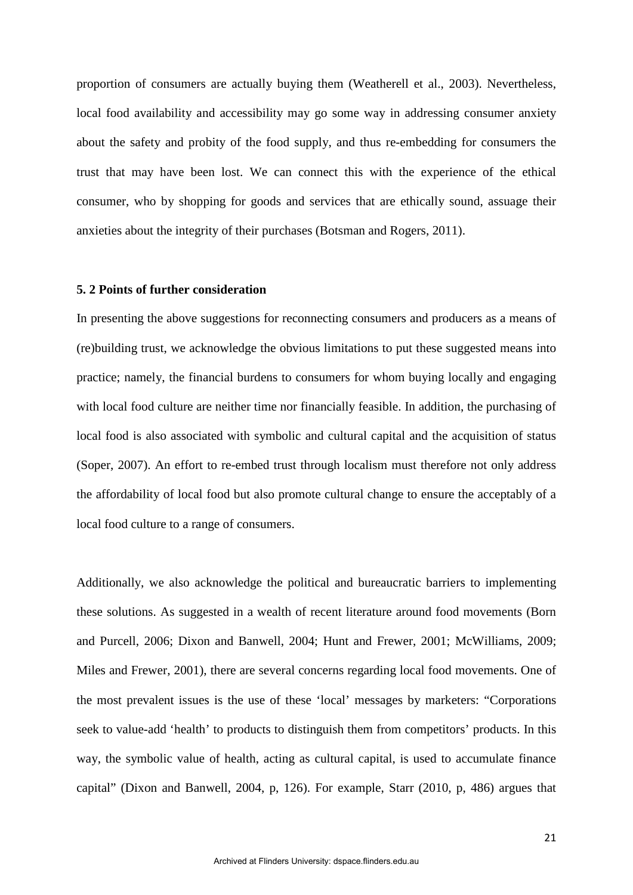proportion of consumers are actually buying them (Weatherell et al., 2003). Nevertheless, local food availability and accessibility may go some way in addressing consumer anxiety about the safety and probity of the food supply, and thus re-embedding for consumers the trust that may have been lost. We can connect this with the experience of the ethical consumer, who by shopping for goods and services that are ethically sound, assuage their anxieties about the integrity of their purchases (Botsman and Rogers, 2011).

### 5. 2 Points of further consideration

In presenting the above suggestions for reconnecting consumers and producers as a means of (re)building trust, we acknowledge the obvious limitations to put these suggested means into practice; namely, the financial burdens to consumers for whom buying locally and engaging with local food culture are neither time nor financially feasible. In addition, the purchasing of local food is also associated with symbolic and cultural capital and the acquisition of status (Soper, 2007). An effort to re-embed trust through localism must therefore not only address the affordability of local food but also promote cultural change to ensure the acceptably of a local food culture to a range of consumers.

Additionally, we also acknowledge the political and bureaucratic barriers to implementing these solutions. As suggested in a wealth of recent literature around food movements (Born and Purcell, 2006; Dixon and Banwell, 2004; Hunt and Frewer, 2001; McWilliams, 2009; Miles and Frewer, 2001), there are several concerns regarding local food movements. One of the most prevalent issues is the use of these 'local' messages by marketers: "Corporations seek to value-add 'health' to products to distinguish them from competitors' products. In this way, the symbolic value of health, acting as cultural capital, is used to accumulate finance capital" (Dixon and Banwell, 2004, p, 126). For example, Starr (2010, p, 486) argues that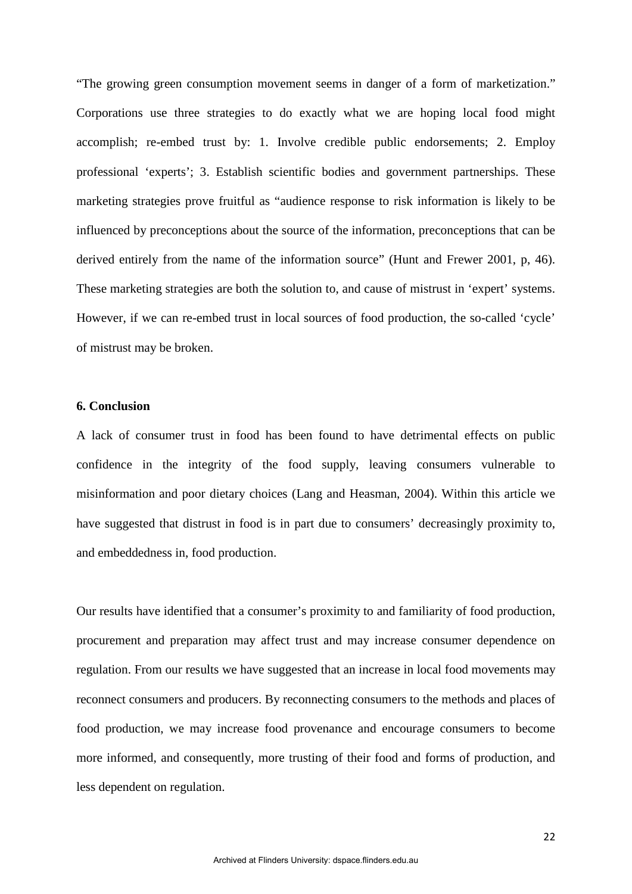"The growing green consumption movement seems in danger of a form of marketization." Corporations use three strategies to do exactly what we are hoping local food might accomplish; re-embed trust by: 1. Involve credible public endorsements; 2. Employ professional 'experts'; 3. Establish scientific bodies and government partnerships. These marketing strategies prove fruitful as "audience response to risk information is likely to be influenced by preconceptions about the source of the information, preconceptions that can be derived entirely from the name of the information source" (Hunt and Frewer 2001, p, 46). These marketing strategies are both the solution to, and cause of mistrust in 'expert' systems. However, if we can re-embed trust in local sources of food production, the so-called 'cycle' of mistrust may be broken.

## 6. Conclusion

A lack of consumer trust in food has been found to have detrimental effects on public confidence in the integrity of the food supply, leaving consumers vulnerable to misinformation and poor dietary choices (Lang and Heasman, 2004). Within this article we have suggested that distrust in food is in part due to consumers' decreasingly proximity to, and embeddedness in, food production.

Our results have identified that a consumer's proximity to and familiarity of food production, procurement and preparation may affect trust and may increase consumer dependence on regulation. From our results we have suggested that an increase in local food movements may reconnect consumers and producers. By reconnecting consumers to the methods and places of food production, we may increase food provenance and encourage consumers to become more informed, and consequently, more trusting of their food and forms of production, and less dependent on regulation.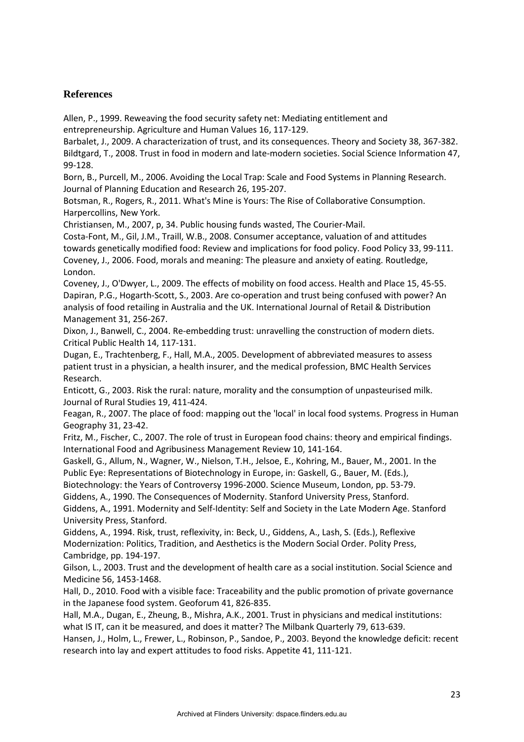## References

Allen, P., 1999. Reweaving the food security safety net: Mediating entitlement and entrepreneurship. Agriculture and Human Values 16, 117-129.

Barbalet, J., 2009. A characterization of trust, and its consequences. Theory and Society 38, 367-382.

Bildtgard, T., 2008. Trust in food in modern and late-modern societies. Social Science Information 47, 99-128.

Born, B., Purcell, M., 2006. Avoiding the Local Trap: Scale and Food Systems in Planning Research. Journal of Planning Education and Research 26, 195-207.

Botsman, R., Rogers, R., 2011. What's Mine is Yours: The Rise of Collaborative Consumption. Harpercollins, New York.

Christiansen, M., 2007, p, 34. Public housing funds wasted, The Courier-Mail.

Costa-Font, M., Gil, J.M., Traill, W.B., 2008. Consumer acceptance, valuation of and attitudes towards genetically modified food: Review and implications for food policy. Food Policy 33, 99-111.

Coveney, J., 2006. Food, morals and meaning: The pleasure and anxiety of eating. Routledge, London.

Coveney, J., O'Dwyer, L., 2009. The effects of mobility on food access. Health and Place 15, 45-55.

Dapiran, P.G., Hogarth-Scott, S., 2003. Are co-operation and trust being confused with power? An analysis of food retailing in Australia and the UK. International Journal of Retail & Distribution Management 31, 256-267.

Dixon, J., Banwell, C., 2004. Re-embedding trust: unravelling the construction of modern diets. Critical Public Health 14, 117-131.

Dugan, E., Trachtenberg, F., Hall, M.A., 2005. Development of abbreviated measures to assess patient trust in a physician, a health insurer, and the medical profession, BMC Health Services Research.

Enticott, G., 2003. Risk the rural: nature, morality and the consumption of unpasteurised milk. Journal of Rural Studies 19, 411-424.

Feagan, R., 2007. The place of food: mapping out the 'local' in local food systems. Progress in Human Geography 31, 23-42.

Fritz, M., Fischer, C., 2007. The role of trust in European food chains: theory and empirical findings. International Food and Agribusiness Management Review 10, 141-164.

Gaskell, G., Allum, N., Wagner, W., Nielson, T.H., Jelsoe, E., Kohring, M., Bauer, M., 2001. In the Public Eye: Representations of Biotechnology in Europe, in: Gaskell, G., Bauer, M. (Eds.), Biotechnology: the Years of Controversy 1996-2000. Science Museum, London, pp. 53-79.

Giddens, A., 1990. The Consequences of Modernity. Stanford University Press, Stanford.

Giddens, A., 1991. Modernity and Self-Identity: Self and Society in the Late Modern Age. Stanford University Press, Stanford.

Giddens, A., 1994. Risk, trust, reflexivity, in: Beck, U., Giddens, A., Lash, S. (Eds.), Reflexive Modernization: Politics, Tradition, and Aesthetics is the Modern Social Order. Polity Press, Cambridge, pp. 194-197.

Gilson, L., 2003. Trust and the development of health care as a social institution. Social Science and Medicine 56, 1453-1468.

Hall, D., 2010. Food with a visible face: Traceability and the public promotion of private governance in the Japanese food system. Geoforum 41, 826-835.

Hall, M.A., Dugan, E., Zheung, B., Mishra, A.K., 2001. Trust in physicians and medical institutions: what IS IT, can it be measured, and does it matter? The Milbank Quarterly 79, 613-639.

Hansen, J., Holm, L., Frewer, L., Robinson, P., Sandoe, P., 2003. Beyond the knowledge deficit: recent research into lay and expert attitudes to food risks. Appetite 41, 111-121.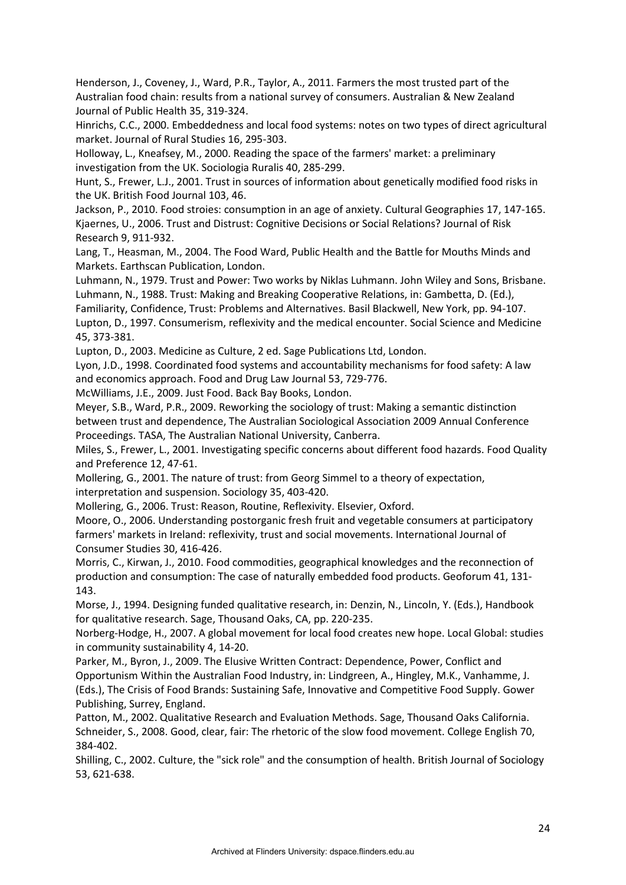Henderson, J., Coveney, J., Ward, P.R., Taylor, A., 2011. Farmers the most trusted part of the Australian food chain: results from a national survey of consumers. Australian & New Zealand Journal of Public Health 35, 319-324.

Hinrichs, C.C., 2000. Embeddedness and local food systems: notes on two types of direct agricultural market. Journal of Rural Studies 16, 295-303.

Holloway, L., Kneafsey, M., 2000. Reading the space of the farmers' market: a preliminary investigation from the UK. Sociologia Ruralis 40, 285-299.

Hunt, S., Frewer, L.J., 2001. Trust in sources of information about genetically modified food risks in the UK. British Food Journal 103, 46.

Jackson, P., 2010. Food stroies: consumption in an age of anxiety. Cultural Geographies 17, 147-165.

Kjaernes, U., 2006. Trust and Distrust: Cognitive Decisions or Social Relations? Journal of Risk Research 9, 911-932.

Lang, T., Heasman, M., 2004. The Food Ward, Public Health and the Battle for Mouths Minds and Markets. Earthscan Publication, London.

Luhmann, N., 1979. Trust and Power: Two works by Niklas Luhmann. John Wiley and Sons, Brisbane.

Luhmann, N., 1988. Trust: Making and Breaking Cooperative Relations, in: Gambetta, D. (Ed.), Familiarity, Confidence, Trust: Problems and Alternatives. Basil Blackwell, New York, pp. 94-107.

Lupton, D., 1997. Consumerism, reflexivity and the medical encounter. Social Science and Medicine 45, 373-381.

Lupton, D., 2003. Medicine as Culture, 2 ed. Sage Publications Ltd, London.

Lyon, J.D., 1998. Coordinated food systems and accountability mechanisms for food safety: A law and economics approach. Food and Drug Law Journal 53, 729-776.

McWilliams, J.E., 2009. Just Food. Back Bay Books, London.

Meyer, S.B., Ward, P.R., 2009. Reworking the sociology of trust: Making a semantic distinction between trust and dependence, The Australian Sociological Association 2009 Annual Conference Proceedings. TASA, The Australian National University, Canberra.

Miles, S., Frewer, L., 2001. Investigating specific concerns about different food hazards. Food Quality and Preference 12, 47-61.

Mollering, G., 2001. The nature of trust: from Georg Simmel to a theory of expectation, interpretation and suspension. Sociology 35, 403-420.

Mollering, G., 2006. Trust: Reason, Routine, Reflexivity. Elsevier, Oxford.

Moore, O., 2006. Understanding postorganic fresh fruit and vegetable consumers at participatory farmers' markets in Ireland: reflexivity, trust and social movements. International Journal of Consumer Studies 30, 416-426.

Morris, C., Kirwan, J., 2010. Food commodities, geographical knowledges and the reconnection of production and consumption: The case of naturally embedded food products. Geoforum 41, 131-143.

Morse, J., 1994. Designing funded qualitative research, in: Denzin, N., Lincoln, Y. (Eds.), Handbook for qualitative research. Sage, Thousand Oaks, CA, pp. 220-235.

Norberg-Hodge, H., 2007. A global movement for local food creates new hope. Local Global: studies in community sustainability 4, 14-20.

Parker, M., Byron, J., 2009. The Elusive Written Contract: Dependence, Power, Conflict and Opportunism Within the Australian Food Industry, in: Lindgreen, A., Hingley, M.K., Vanhamme, J. (Eds.), The Crisis of Food Brands: Sustaining Safe, Innovative and Competitive Food Supply. Gower Publishing, Surrey, England.

Patton, M., 2002. Qualitative Research and Evaluation Methods. Sage, Thousand Oaks California.

Schneider, S., 2008. Good, clear, fair: The rhetoric of the slow food movement. College English 70, 384-402.

Shilling, C., 2002. Culture, the "sick role" and the consumption of health. British Journal of Sociology 53, 621-638.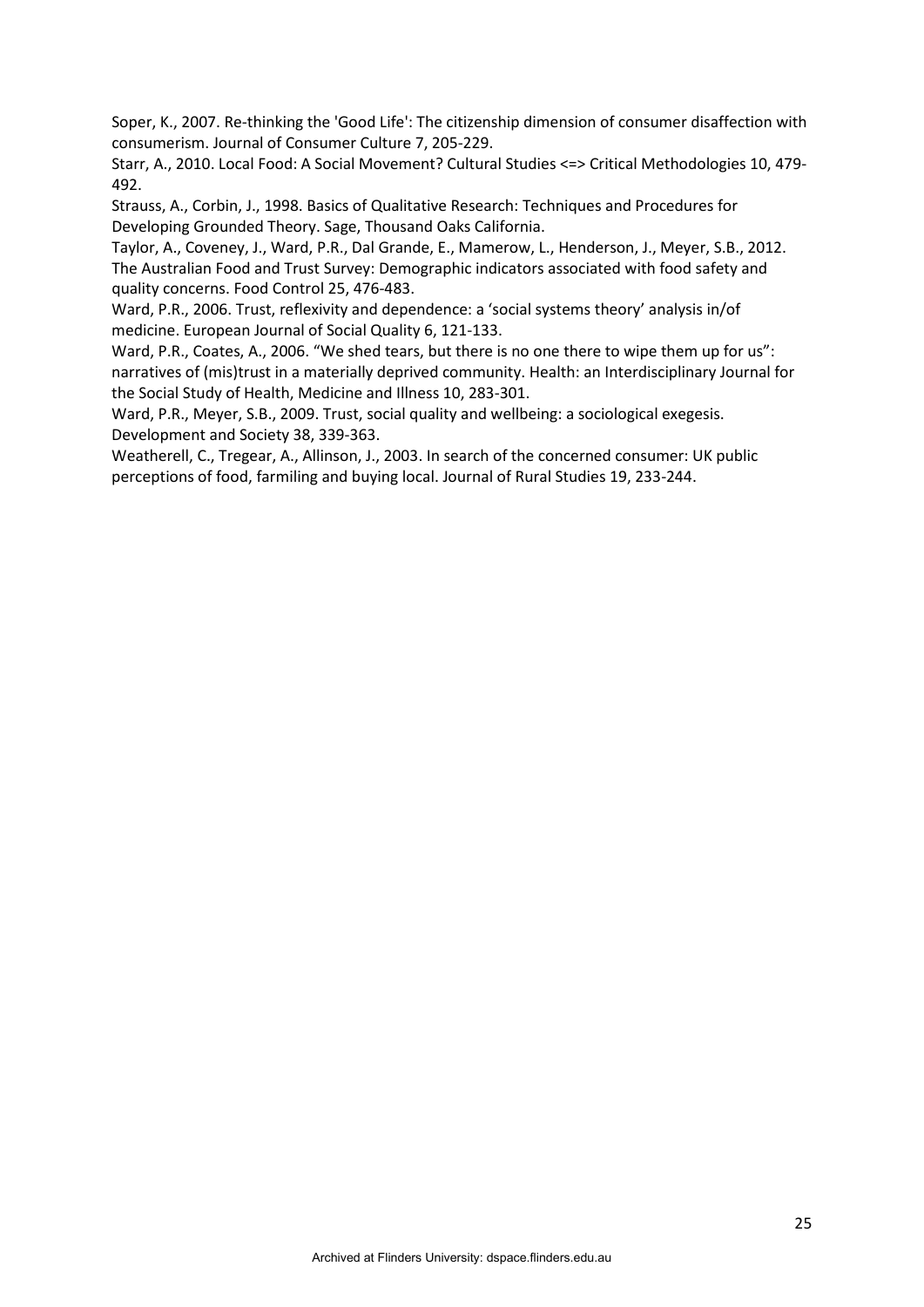Soper, K., 2007. Re-thinking the 'Good Life': The citizenship dimension of consumer disaffection with consumerism. Journal of Consumer Culture 7, 205-229.

Starr, A., 2010. Local Food: A Social Movement? Cultural Studies <=> Critical Methodologies 10, 479-492.

Strauss, A., Corbin, J., 1998. Basics of Qualitative Research: Techniques and Procedures for Developing Grounded Theory. Sage, Thousand Oaks California.

Taylor, A., Coveney, J., Ward, P.R., Dal Grande, E., Mamerow, L., Henderson, J., Meyer, S.B., 2012. The Australian Food and Trust Survey: Demographic indicators associated with food safety and quality concerns. Food Control 25, 476-483.

Ward, P.R., 2006. Trust, reflexivity and dependence: a 'social systems theory' analysis in/of medicine. European Journal of Social Quality 6, 121-133.

Ward, P.R., Coates, A., 2006. "We shed tears, but there is no one there to wipe them up for us": narratives of (mis)trust in a materially deprived community. Health: an Interdisciplinary Journal for the Social Study of Health, Medicine and Illness 10, 283-301.

Ward, P.R., Meyer, S.B., 2009. Trust, social quality and wellbeing: a sociological exegesis. Development and Society 38, 339-363.

Weatherell, C., Tregear, A., Allinson, J., 2003. In search of the concerned consumer: UK public perceptions of food, farmiling and buying local. Journal of Rural Studies 19, 233-244.

Archived at Flinders University: dspace.flinders.edu.au